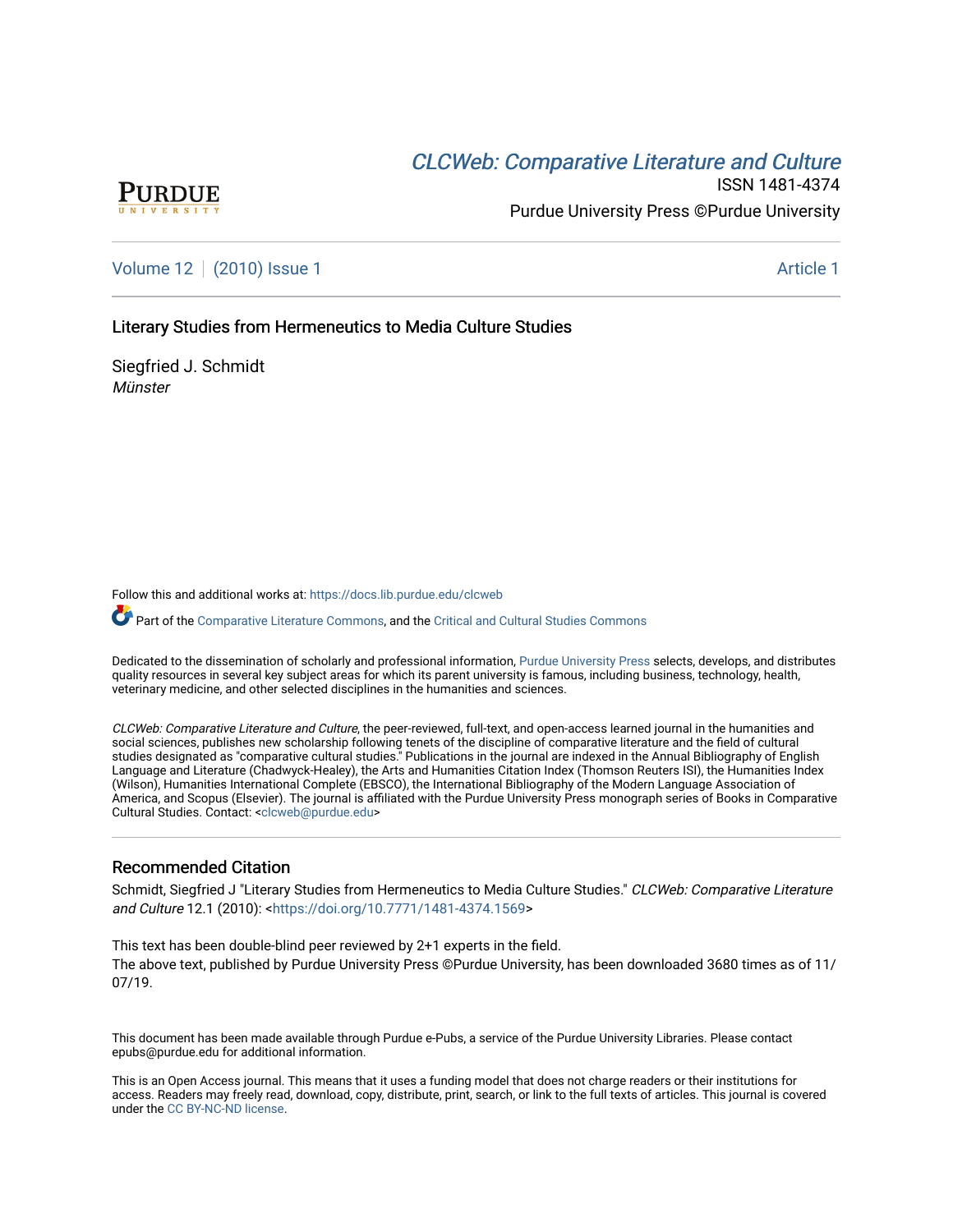PURDUE
UNIVERSITY

[CLCWeb: Comparative Literature and Culture](https://docs.lib.purdue.edu/clcweb)

ISSN 1481-4374

Purdue University Press ©Purdue University

Volume 12 | (2010) Issue 1 Article 1

# Literary Studies from Hermeneutics to Media Culture Studies

Siegfried J. Schmidt

*Münster*

Follow this and additional works at: https://docs.lib.purdue.edu/clcweb

Part of the Comparative Literature Commons, and the Critical and Cultural Studies Commons

Dedicated to the dissemination of scholarly and professional information, Purdue University Press selects, develops, and distributes quality resources in several key subject areas for which its parent university is famous, including business, technology, health, veterinary medicine, and other selected disciplines in the humanities and sciences.

*CLCWeb: Comparative Literature and Culture*, the peer-reviewed, full-text, and open-access learned journal in the humanities and social sciences, publishes new scholarship following tenets of the discipline of comparative literature and the field of cultural studies designated as "comparative cultural studies." Publications in the journal are indexed in the Annual Bibliography of English Language and Literature (Chadwyck-Healey), the Arts and Humanities Citation Index (Thomson Reuters ISI), the Humanities Index (Wilson), Humanities International Complete (EBSCO), the International Bibliography of the Modern Language Association of America, and Scopus (Elsevier). The journal is affiliated with the Purdue University Press monograph series of Books in Comparative Cultural Studies. Contact: <clcweb@purdue.edu>

## Recommended Citation

Schmidt, Siegfried J "Literary Studies from Hermeneutics to Media Culture Studies." *CLCWeb: Comparative Literature and Culture* 12.1 (2010): <https://doi.org/10.7771/1481-4374.1569>

This text has been double-blind peer reviewed by 2+1 experts in the field.
The above text, published by Purdue University Press ©Purdue University, has been downloaded 3680 times as of 11/07/19.

This document has been made available through Purdue e-Pubs, a service of the Purdue University Libraries. Please contact epubs@purdue.edu for additional information.

This is an Open Access journal. This means that it uses a funding model that does not charge readers or their institutions for access. Readers may freely read, download, copy, distribute, print, search, or link to the full texts of articles. This journal is covered under the CC BY-NC-ND license.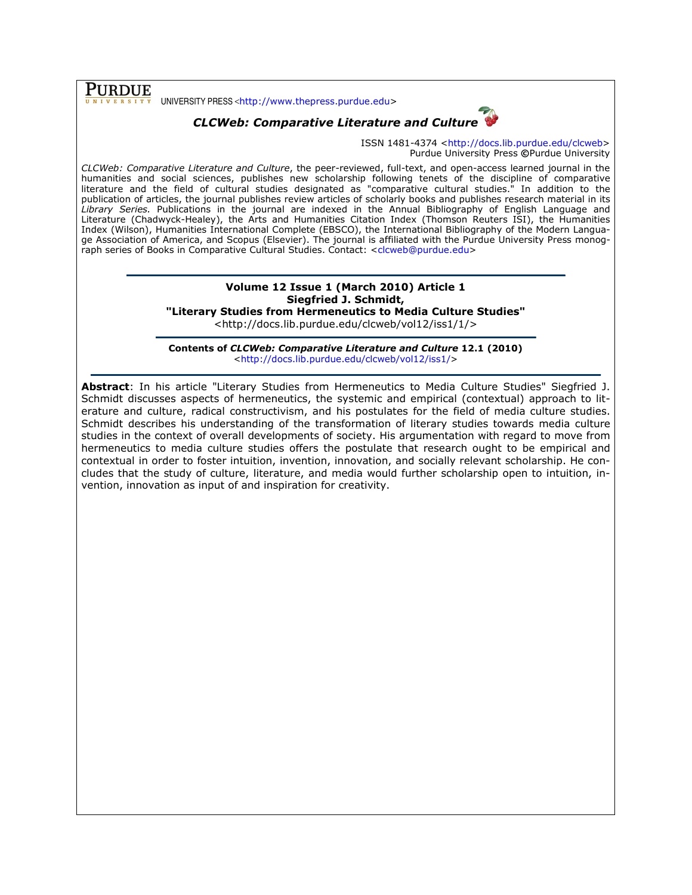**PURDUE** UNIVERSITY PRESS <http://www.thepress.purdue.edu>

## *CLCWeb: Comparative Literature and Culture*

ISSN 1481-4374 <http://docs.lib.purdue.edu/clcweb>
Purdue University Press ©Purdue University

*CLCWeb: Comparative Literature and Culture*, the peer-reviewed, full-text, and open-access learned journal in the humanities and social sciences, publishes new scholarship following tenets of the discipline of comparative literature and the field of cultural studies designated as "comparative cultural studies." In addition to the publication of articles, the journal publishes review articles of scholarly books and publishes research material in its *Library Series*. Publications in the journal are indexed in the Annual Bibliography of English Language and Literature (Chadwyck-Healey), the Arts and Humanities Citation Index (Thomson Reuters ISI), the Humanities Index (Wilson), Humanities International Complete (EBSCO), the International Bibliography of the Modern Language Association of America, and Scopus (Elsevier). The journal is affiliated with the Purdue University Press monograph series of Books in Comparative Cultural Studies. Contact: <clcweb@purdue.edu>

**Volume 12 Issue 1 (March 2010) Article 1**
**Siegfried J. Schmidt,**
**"Literary Studies from Hermeneutics to Media Culture Studies"**
<http://docs.lib.purdue.edu/clcweb/vol12/iss1/1/>

**Contents of *CLCWeb: Comparative Literature and Culture* 12.1 (2010)**
<http://docs.lib.purdue.edu/clcweb/vol12/iss1/>

**Abstract**: In his article "Literary Studies from Hermeneutics to Media Culture Studies" Siegfried J. Schmidt discusses aspects of hermeneutics, the systemic and empirical (contextual) approach to literature and culture, radical constructivism, and his postulates for the field of media culture studies. Schmidt describes his understanding of the transformation of literary studies towards media culture studies in the context of overall developments of society. His argumentation with regard to move from hermeneutics to media culture studies offers the postulate that research ought to be empirical and contextual in order to foster intuition, invention, innovation, and socially relevant scholarship. He concludes that the study of culture, literature, and media would further scholarship open to intuition, invention, innovation as input of and inspiration for creativity.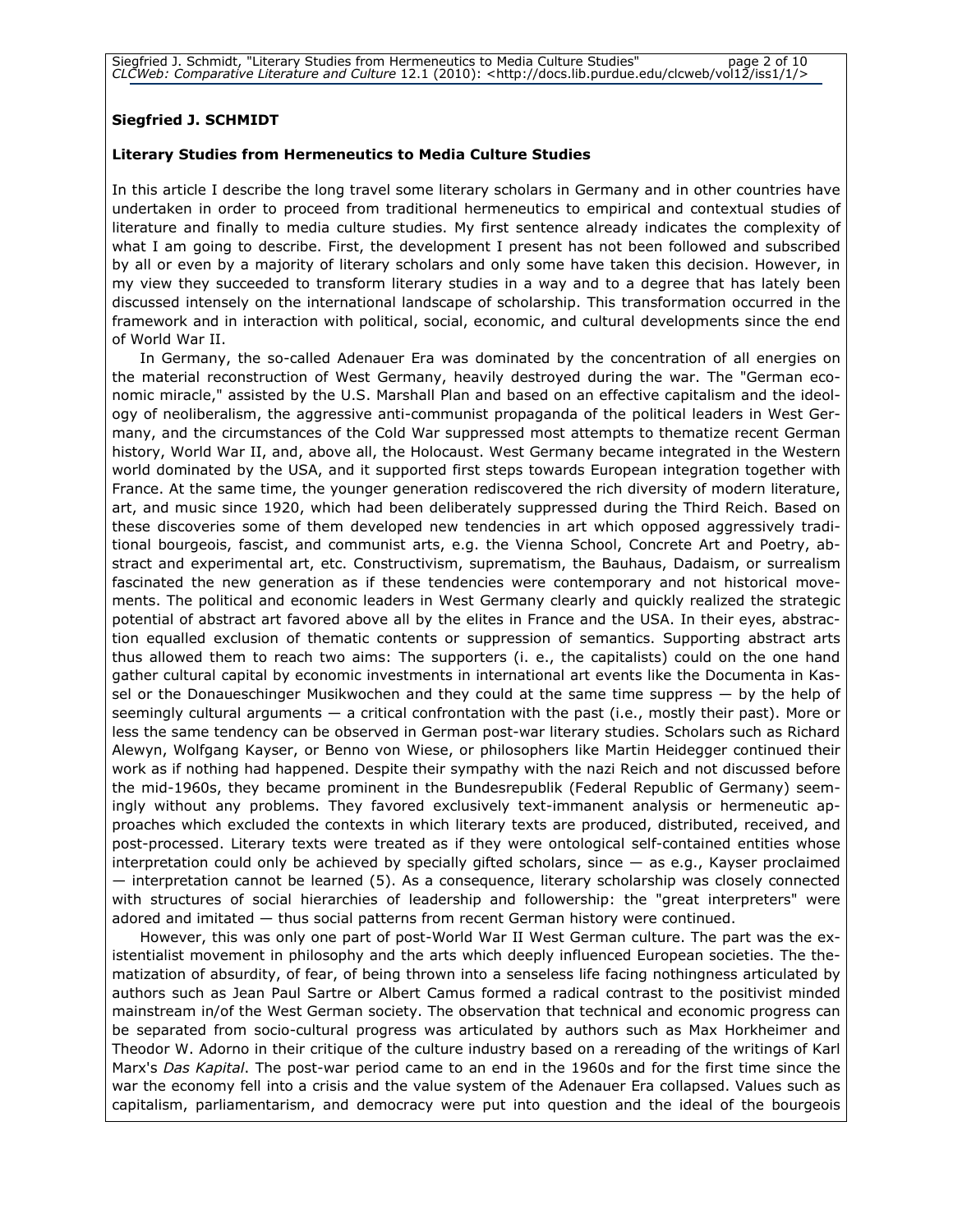**Siegfried J. SCHMIDT**

**Literary Studies from Hermeneutics to Media Culture Studies**

In this article I describe the long travel some literary scholars in Germany and in other countries have undertaken in order to proceed from traditional hermeneutics to empirical and contextual studies of literature and finally to media culture studies. My first sentence already indicates the complexity of what I am going to describe. First, the development I present has not been followed and subscribed by all or even by a majority of literary scholars and only some have taken this decision. However, in my view they succeeded to transform literary studies in a way and to a degree that has lately been discussed intensely on the international landscape of scholarship. This transformation occurred in the framework and in interaction with political, social, economic, and cultural developments since the end of World War II.

In Germany, the so-called Adenauer Era was dominated by the concentration of all energies on the material reconstruction of West Germany, heavily destroyed during the war. The "German economic miracle," assisted by the U.S. Marshall Plan and based on an effective capitalism and the ideology of neoliberalism, the aggressive anti-communist propaganda of the political leaders in West Germany, and the circumstances of the Cold War suppressed most attempts to thematize recent German history, World War II, and, above all, the Holocaust. West Germany became integrated in the Western world dominated by the USA, and it supported first steps towards European integration together with France. At the same time, the younger generation rediscovered the rich diversity of modern literature, art, and music since 1920, which had been deliberately suppressed during the Third Reich. Based on these discoveries some of them developed new tendencies in art which opposed aggressively traditional bourgeois, fascist, and communist arts, e.g. the Vienna School, Concrete Art and Poetry, abstract and experimental art, etc. Constructivism, suprematism, the Bauhaus, Dadaism, or surrealism fascinated the new generation as if these tendencies were contemporary and not historical movements. The political and economic leaders in West Germany clearly and quickly realized the strategic potential of abstract art favored above all by the elites in France and the USA. In their eyes, abstraction equalled exclusion of thematic contents or suppression of semantics. Supporting abstract arts thus allowed them to reach two aims: The supporters (i. e., the capitalists) could on the one hand gather cultural capital by economic investments in international art events like the Documenta in Kassel or the Donaueschinger Musikwochen and they could at the same time suppress — by the help of seemingly cultural arguments — a critical confrontation with the past (i.e., mostly their past). More or less the same tendency can be observed in German post-war literary studies. Scholars such as Richard Alewyn, Wolfgang Kayser, or Benno von Wiese, or philosophers like Martin Heidegger continued their work as if nothing had happened. Despite their sympathy with the nazi Reich and not discussed before the mid-1960s, they became prominent in the Bundesrepublik (Federal Republic of Germany) seemingly without any problems. They favored exclusively text-immanent analysis or hermeneutic approaches which excluded the contexts in which literary texts are produced, distributed, received, and post-processed. Literary texts were treated as if they were ontological self-contained entities whose interpretation could only be achieved by specially gifted scholars, since — as e.g., Kayser proclaimed — interpretation cannot be learned (5). As a consequence, literary scholarship was closely connected with structures of social hierarchies of leadership and followership: the "great interpreters" were adored and imitated — thus social patterns from recent German history were continued.

However, this was only one part of post-World War II West German culture. The part was the existentialist movement in philosophy and the arts which deeply influenced European societies. The thematization of absurdity, of fear, of being thrown into a senseless life facing nothingness articulated by authors such as Jean Paul Sartre or Albert Camus formed a radical contrast to the positivist minded mainstream in/of the West German society. The observation that technical and economic progress can be separated from socio-cultural progress was articulated by authors such as Max Horkheimer and Theodor W. Adorno in their critique of the culture industry based on a rereading of the writings of Karl Marx's *Das Kapital*. The post-war period came to an end in the 1960s and for the first time since the war the economy fell into a crisis and the value system of the Adenauer Era collapsed. Values such as capitalism, parliamentarism, and democracy were put into question and the ideal of the bourgeois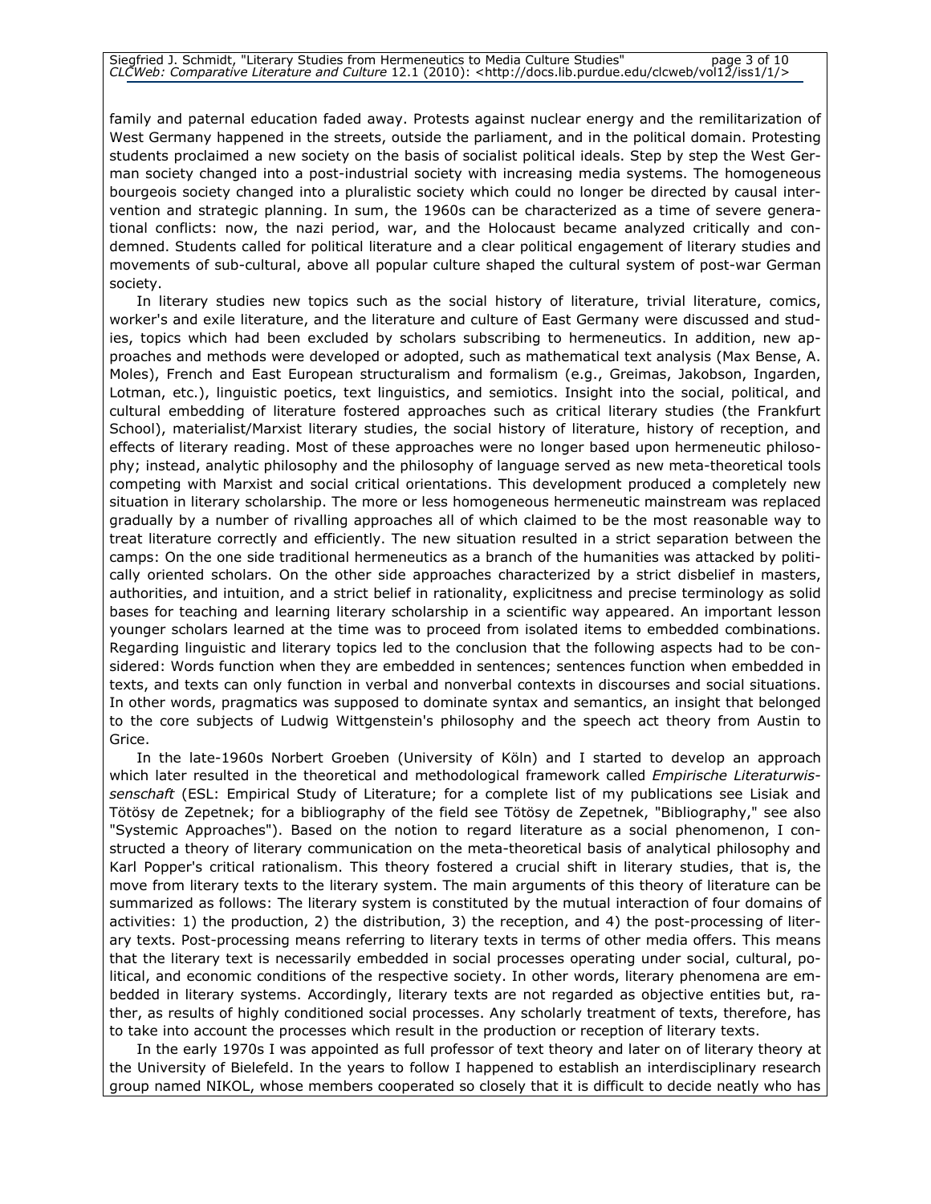family and paternal education faded away. Protests against nuclear energy and the remilitarization of West Germany happened in the streets, outside the parliament, and in the political domain. Protesting students proclaimed a new society on the basis of socialist political ideals. Step by step the West German society changed into a post-industrial society with increasing media systems. The homogeneous bourgeois society changed into a pluralistic society which could no longer be directed by causal intervention and strategic planning. In sum, the 1960s can be characterized as a time of severe generational conflicts: now, the nazi period, war, and the Holocaust became analyzed critically and condemned. Students called for political literature and a clear political engagement of literary studies and movements of sub-cultural, above all popular culture shaped the cultural system of post-war German society.

In literary studies new topics such as the social history of literature, trivial literature, comics, worker's and exile literature, and the literature and culture of East Germany were discussed and studies, topics which had been excluded by scholars subscribing to hermeneutics. In addition, new approaches and methods were developed or adopted, such as mathematical text analysis (Max Bense, A. Moles), French and East European structuralism and formalism (e.g., Greimas, Jakobson, Ingarden, Lotman, etc.), linguistic poetics, text linguistics, and semiotics. Insight into the social, political, and cultural embedding of literature fostered approaches such as critical literary studies (the Frankfurt School), materialist/Marxist literary studies, the social history of literature, history of reception, and effects of literary reading. Most of these approaches were no longer based upon hermeneutic philosophy; instead, analytic philosophy and the philosophy of language served as new meta-theoretical tools competing with Marxist and social critical orientations. This development produced a completely new situation in literary scholarship. The more or less homogeneous hermeneutic mainstream was replaced gradually by a number of rivalling approaches all of which claimed to be the most reasonable way to treat literature correctly and efficiently. The new situation resulted in a strict separation between the camps: On the one side traditional hermeneutics as a branch of the humanities was attacked by politically oriented scholars. On the other side approaches characterized by a strict disbelief in masters, authorities, and intuition, and a strict belief in rationality, explicitness and precise terminology as solid bases for teaching and learning literary scholarship in a scientific way appeared. An important lesson younger scholars learned at the time was to proceed from isolated items to embedded combinations. Regarding linguistic and literary topics led to the conclusion that the following aspects had to be considered: Words function when they are embedded in sentences; sentences function when embedded in texts, and texts can only function in verbal and nonverbal contexts in discourses and social situations. In other words, pragmatics was supposed to dominate syntax and semantics, an insight that belonged to the core subjects of Ludwig Wittgenstein's philosophy and the speech act theory from Austin to Grice.

In the late-1960s Norbert Groeben (University of Köln) and I started to develop an approach which later resulted in the theoretical and methodological framework called *Empirische Literaturwissenschaft* (ESL: Empirical Study of Literature; for a complete list of my publications see Lisiak and Tötösy de Zepetnek; for a bibliography of the field see Tötösy de Zepetnek, "Bibliography," see also "Systemic Approaches"). Based on the notion to regard literature as a social phenomenon, I constructed a theory of literary communication on the meta-theoretical basis of analytical philosophy and Karl Popper's critical rationalism. This theory fostered a crucial shift in literary studies, that is, the move from literary texts to the literary system. The main arguments of this theory of literature can be summarized as follows: The literary system is constituted by the mutual interaction of four domains of activities: 1) the production, 2) the distribution, 3) the reception, and 4) the post-processing of literary texts. Post-processing means referring to literary texts in terms of other media offers. This means that the literary text is necessarily embedded in social processes operating under social, cultural, political, and economic conditions of the respective society. In other words, literary phenomena are embedded in literary systems. Accordingly, literary texts are not regarded as objective entities but, rather, as results of highly conditioned social processes. Any scholarly treatment of texts, therefore, has to take into account the processes which result in the production or reception of literary texts.

In the early 1970s I was appointed as full professor of text theory and later on of literary theory at the University of Bielefeld. In the years to follow I happened to establish an interdisciplinary research group named NIKOL, whose members cooperated so closely that it is difficult to decide neatly who has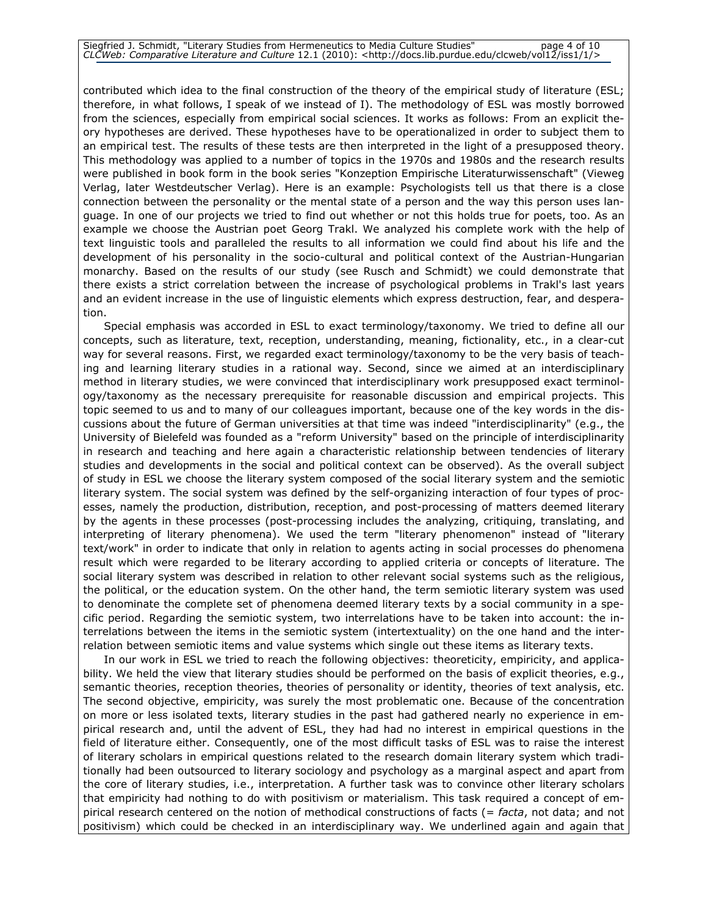contributed which idea to the final construction of the theory of the empirical study of literature (ESL; therefore, in what follows, I speak of we instead of I). The methodology of ESL was mostly borrowed from the sciences, especially from empirical social sciences. It works as follows: From an explicit theory hypotheses are derived. These hypotheses have to be operationalized in order to subject them to an empirical test. The results of these tests are then interpreted in the light of a presupposed theory. This methodology was applied to a number of topics in the 1970s and 1980s and the research results were published in book form in the book series "Konzeption Empirische Literaturwissenschaft" (Vieweg Verlag, later Westdeutscher Verlag). Here is an example: Psychologists tell us that there is a close connection between the personality or the mental state of a person and the way this person uses language. In one of our projects we tried to find out whether or not this holds true for poets, too. As an example we choose the Austrian poet Georg Trakl. We analyzed his complete work with the help of text linguistic tools and paralleled the results to all information we could find about his life and the development of his personality in the socio-cultural and political context of the Austrian-Hungarian monarchy. Based on the results of our study (see Rusch and Schmidt) we could demonstrate that there exists a strict correlation between the increase of psychological problems in Trakl's last years and an evident increase in the use of linguistic elements which express destruction, fear, and desperation.

Special emphasis was accorded in ESL to exact terminology/taxonomy. We tried to define all our concepts, such as literature, text, reception, understanding, meaning, fictionality, etc., in a clear-cut way for several reasons. First, we regarded exact terminology/taxonomy to be the very basis of teaching and learning literary studies in a rational way. Second, since we aimed at an interdisciplinary method in literary studies, we were convinced that interdisciplinary work presupposed exact terminology/taxonomy as the necessary prerequisite for reasonable discussion and empirical projects. This topic seemed to us and to many of our colleagues important, because one of the key words in the discussions about the future of German universities at that time was indeed "interdisciplinarity" (e.g., the University of Bielefeld was founded as a "reform University" based on the principle of interdisciplinarity in research and teaching and here again a characteristic relationship between tendencies of literary studies and developments in the social and political context can be observed). As the overall subject of study in ESL we choose the literary system composed of the social literary system and the semiotic literary system. The social system was defined by the self-organizing interaction of four types of processes, namely the production, distribution, reception, and post-processing of matters deemed literary by the agents in these processes (post-processing includes the analyzing, critiquing, translating, and interpreting of literary phenomena). We used the term "literary phenomenon" instead of "literary text/work" in order to indicate that only in relation to agents acting in social processes do phenomena result which were regarded to be literary according to applied criteria or concepts of literature. The social literary system was described in relation to other relevant social systems such as the religious, the political, or the education system. On the other hand, the term semiotic literary system was used to denominate the complete set of phenomena deemed literary texts by a social community in a specific period. Regarding the semiotic system, two interrelations have to be taken into account: the interrelations between the items in the semiotic system (intertextuality) on the one hand and the interrelation between semiotic items and value systems which single out these items as literary texts.

In our work in ESL we tried to reach the following objectives: theoreticity, empiricity, and applicability. We held the view that literary studies should be performed on the basis of explicit theories, e.g., semantic theories, reception theories, theories of personality or identity, theories of text analysis, etc. The second objective, empiricity, was surely the most problematic one. Because of the concentration on more or less isolated texts, literary studies in the past had gathered nearly no experience in empirical research and, until the advent of ESL, they had had no interest in empirical questions in the field of literature either. Consequently, one of the most difficult tasks of ESL was to raise the interest of literary scholars in empirical questions related to the research domain literary system which traditionally had been outsourced to literary sociology and psychology as a marginal aspect and apart from the core of literary studies, i.e., interpretation. A further task was to convince other literary scholars that empiricity had nothing to do with positivism or materialism. This task required a concept of empirical research centered on the notion of methodical constructions of facts (= *facta*, not data; and not positivism) which could be checked in an interdisciplinary way. We underlined again and again that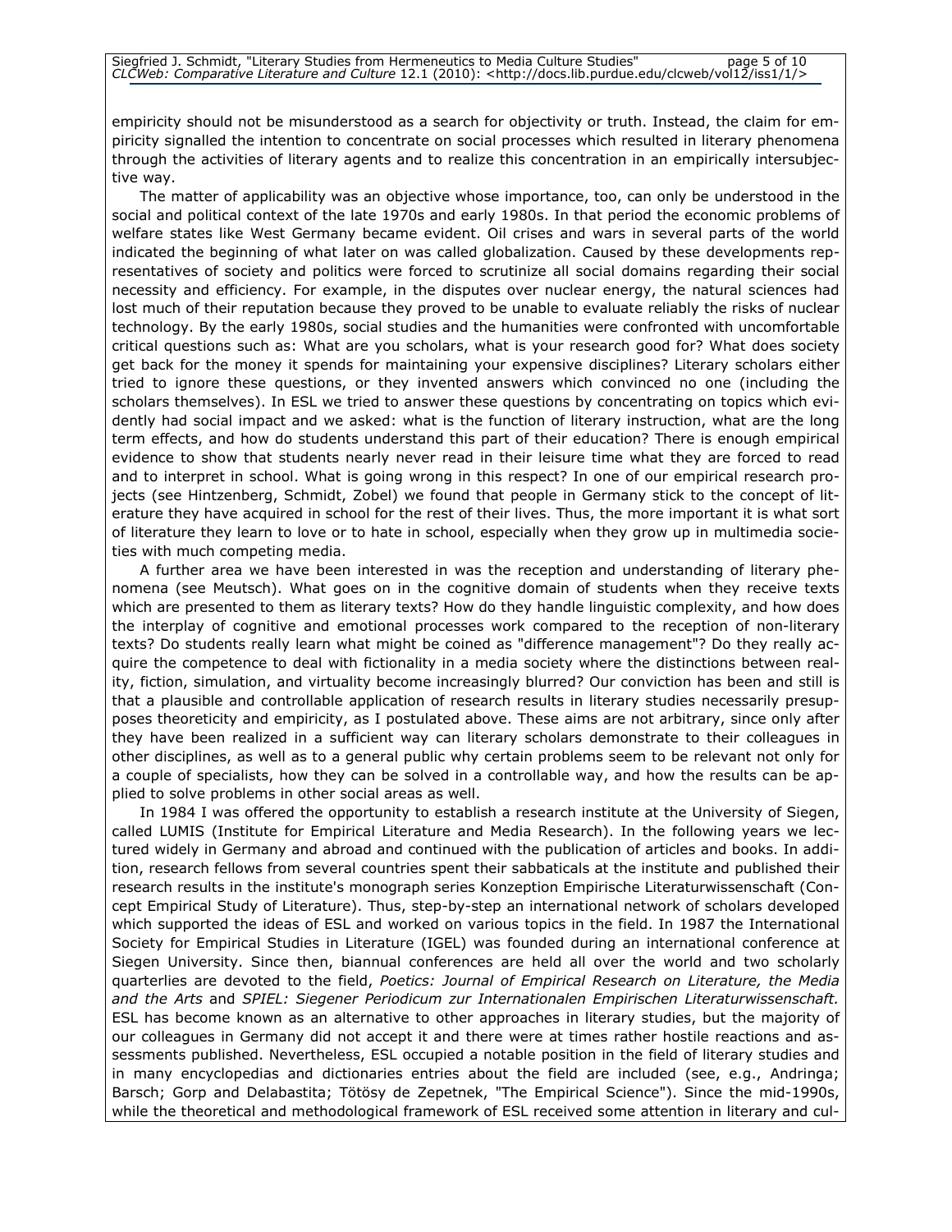empiricity should not be misunderstood as a search for objectivity or truth. Instead, the claim for empiricity signalled the intention to concentrate on social processes which resulted in literary phenomena through the activities of literary agents and to realize this concentration in an empirically intersubjective way.

The matter of applicability was an objective whose importance, too, can only be understood in the social and political context of the late 1970s and early 1980s. In that period the economic problems of welfare states like West Germany became evident. Oil crises and wars in several parts of the world indicated the beginning of what later on was called globalization. Caused by these developments representatives of society and politics were forced to scrutinize all social domains regarding their social necessity and efficiency. For example, in the disputes over nuclear energy, the natural sciences had lost much of their reputation because they proved to be unable to evaluate reliably the risks of nuclear technology. By the early 1980s, social studies and the humanities were confronted with uncomfortable critical questions such as: What are you scholars, what is your research good for? What does society get back for the money it spends for maintaining your expensive disciplines? Literary scholars either tried to ignore these questions, or they invented answers which convinced no one (including the scholars themselves). In ESL we tried to answer these questions by concentrating on topics which evidently had social impact and we asked: what is the function of literary instruction, what are the long term effects, and how do students understand this part of their education? There is enough empirical evidence to show that students nearly never read in their leisure time what they are forced to read and to interpret in school. What is going wrong in this respect? In one of our empirical research projects (see Hintzenberg, Schmidt, Zobel) we found that people in Germany stick to the concept of literature they have acquired in school for the rest of their lives. Thus, the more important it is what sort of literature they learn to love or to hate in school, especially when they grow up in multimedia societies with much competing media.

A further area we have been interested in was the reception and understanding of literary phenomena (see Meutsch). What goes on in the cognitive domain of students when they receive texts which are presented to them as literary texts? How do they handle linguistic complexity, and how does the interplay of cognitive and emotional processes work compared to the reception of non-literary texts? Do students really learn what might be coined as "difference management"? Do they really acquire the competence to deal with fictionality in a media society where the distinctions between reality, fiction, simulation, and virtuality become increasingly blurred? Our conviction has been and still is that a plausible and controllable application of research results in literary studies necessarily presupposes theoreticity and empiricity, as I postulated above. These aims are not arbitrary, since only after they have been realized in a sufficient way can literary scholars demonstrate to their colleagues in other disciplines, as well as to a general public why certain problems seem to be relevant not only for a couple of specialists, how they can be solved in a controllable way, and how the results can be applied to solve problems in other social areas as well.

In 1984 I was offered the opportunity to establish a research institute at the University of Siegen, called LUMIS (Institute for Empirical Literature and Media Research). In the following years we lectured widely in Germany and abroad and continued with the publication of articles and books. In addition, research fellows from several countries spent their sabbaticals at the institute and published their research results in the institute's monograph series Konzeption Empirische Literaturwissenschaft (Concept Empirical Study of Literature). Thus, step-by-step an international network of scholars developed which supported the ideas of ESL and worked on various topics in the field. In 1987 the International Society for Empirical Studies in Literature (IGEL) was founded during an international conference at Siegen University. Since then, biannual conferences are held all over the world and two scholarly quarterlies are devoted to the field, *Poetics: Journal of Empirical Research on Literature, the Media and the Arts* and *SPIEL: Siegener Periodicum zur Internationalen Empirischen Literaturwissenschaft.* ESL has become known as an alternative to other approaches in literary studies, but the majority of our colleagues in Germany did not accept it and there were at times rather hostile reactions and assessments published. Nevertheless, ESL occupied a notable position in the field of literary studies and in many encyclopedias and dictionaries entries about the field are included (see, e.g., Andringa; Barsch; Gorp and Delabastita; Tötösy de Zepetnek, "The Empirical Science"). Since the mid-1990s, while the theoretical and methodological framework of ESL received some attention in literary and cul-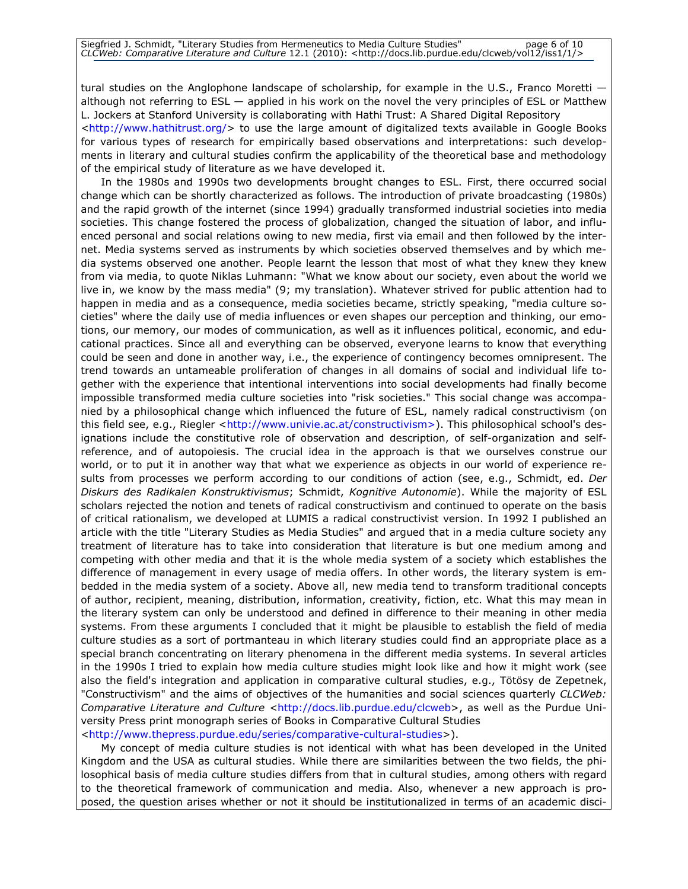tural studies on the Anglophone landscape of scholarship, for example in the U.S., Franco Moretti — although not referring to ESL — applied in his work on the novel the very principles of ESL or Matthew L. Jockers at Stanford University is collaborating with Hathi Trust: A Shared Digital Repository <http://www.hathitrust.org/> to use the large amount of digitalized texts available in Google Books for various types of research for empirically based observations and interpretations: such developments in literary and cultural studies confirm the applicability of the theoretical base and methodology of the empirical study of literature as we have developed it.

In the 1980s and 1990s two developments brought changes to ESL. First, there occurred social change which can be shortly characterized as follows. The introduction of private broadcasting (1980s) and the rapid growth of the internet (since 1994) gradually transformed industrial societies into media societies. This change fostered the process of globalization, changed the situation of labor, and influenced personal and social relations owing to new media, first via email and then followed by the internet. Media systems served as instruments by which societies observed themselves and by which media systems observed one another. People learnt the lesson that most of what they knew they knew from via media, to quote Niklas Luhmann: "What we know about our society, even about the world we live in, we know by the mass media" (9; my translation). Whatever strived for public attention had to happen in media and as a consequence, media societies became, strictly speaking, "media culture societies" where the daily use of media influences or even shapes our perception and thinking, our emotions, our memory, our modes of communication, as well as it influences political, economic, and educational practices. Since all and everything can be observed, everyone learns to know that everything could be seen and done in another way, i.e., the experience of contingency becomes omnipresent. The trend towards an untameable proliferation of changes in all domains of social and individual life together with the experience that intentional interventions into social developments had finally become impossible transformed media culture societies into "risk societies." This social change was accompanied by a philosophical change which influenced the future of ESL, namely radical constructivism (on this field see, e.g., Riegler <http://www.univie.ac.at/constructivism>). This philosophical school's designations include the constitutive role of observation and description, of self-organization and self-reference, and of autopoiesis. The crucial idea in the approach is that we ourselves construe our world, or to put it in another way that what we experience as objects in our world of experience results from processes we perform according to our conditions of action (see, e.g., Schmidt, ed. *Der Diskurs des Radikalen Konstruktivismus*; Schmidt, *Kognitive Autonomie*). While the majority of ESL scholars rejected the notion and tenets of radical constructivism and continued to operate on the basis of critical rationalism, we developed at LUMIS a radical constructivist version. In 1992 I published an article with the title "Literary Studies as Media Studies" and argued that in a media culture society any treatment of literature has to take into consideration that literature is but one medium among and competing with other media and that it is the whole media system of a society which establishes the difference of management in every usage of media offers. In other words, the literary system is embedded in the media system of a society. Above all, new media tend to transform traditional concepts of author, recipient, meaning, distribution, information, creativity, fiction, etc. What this may mean in the literary system can only be understood and defined in difference to their meaning in other media systems. From these arguments I concluded that it might be plausible to establish the field of media culture studies as a sort of portmanteau in which literary studies could find an appropriate place as a special branch concentrating on literary phenomena in the different media systems. In several articles in the 1990s I tried to explain how media culture studies might look like and how it might work (see also the field's integration and application in comparative cultural studies, e.g., Tötösy de Zepetnek, "Constructivism" and the aims of objectives of the humanities and social sciences quarterly *CLCWeb: Comparative Literature and Culture* <http://docs.lib.purdue.edu/clcweb>, as well as the Purdue University Press print monograph series of Books in Comparative Cultural Studies <http://www.thepress.purdue.edu/series/comparative-cultural-studies>).

My concept of media culture studies is not identical with what has been developed in the United Kingdom and the USA as cultural studies. While there are similarities between the two fields, the philosophical basis of media culture studies differs from that in cultural studies, among others with regard to the theoretical framework of communication and media. Also, whenever a new approach is proposed, the question arises whether or not it should be institutionalized in terms of an academic disci-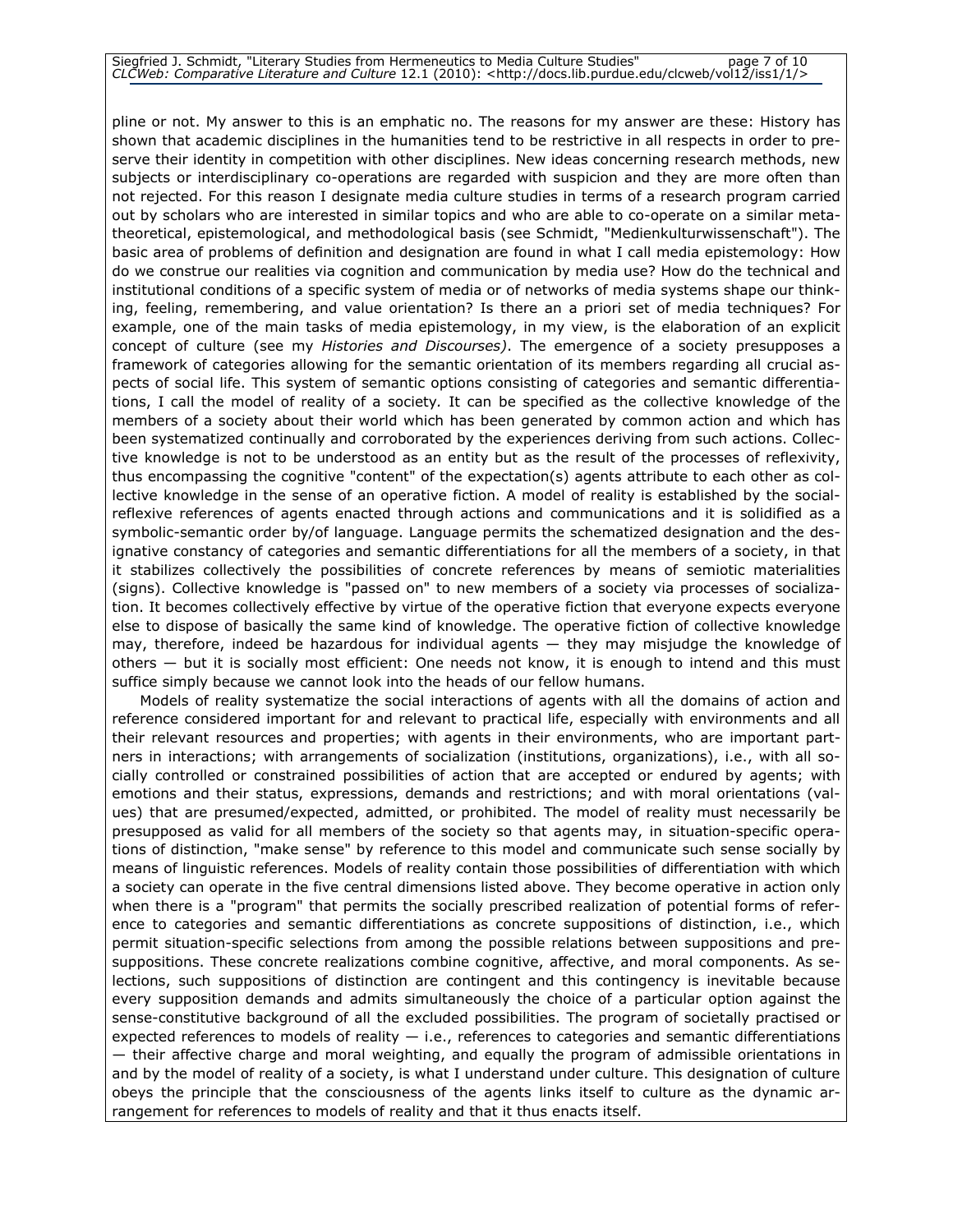pline or not. My answer to this is an emphatic no. The reasons for my answer are these: History has shown that academic disciplines in the humanities tend to be restrictive in all respects in order to preserve their identity in competition with other disciplines. New ideas concerning research methods, new subjects or interdisciplinary co-operations are regarded with suspicion and they are more often than not rejected. For this reason I designate media culture studies in terms of a research program carried out by scholars who are interested in similar topics and who are able to co-operate on a similar metatheoretical, epistemological, and methodological basis (see Schmidt, "Medienkulturwissenschaft"). The basic area of problems of definition and designation are found in what I call media epistemology: How do we construe our realities via cognition and communication by media use? How do the technical and institutional conditions of a specific system of media or of networks of media systems shape our thinking, feeling, remembering, and value orientation? Is there an a priori set of media techniques? For example, one of the main tasks of media epistemology, in my view, is the elaboration of an explicit concept of culture (see my *Histories and Discourses)*. The emergence of a society presupposes a framework of categories allowing for the semantic orientation of its members regarding all crucial aspects of social life. This system of semantic options consisting of categories and semantic differentiations, I call the model of reality of a society*.* It can be specified as the collective knowledge of the members of a society about their world which has been generated by common action and which has been systematized continually and corroborated by the experiences deriving from such actions. Collective knowledge is not to be understood as an entity but as the result of the processes of reflexivity, thus encompassing the cognitive "content" of the expectation(s) agents attribute to each other as collective knowledge in the sense of an operative fiction. A model of reality is established by the social-reflexive references of agents enacted through actions and communications and it is solidified as a symbolic-semantic order by/of language. Language permits the schematized designation and the designative constancy of categories and semantic differentiations for all the members of a society, in that it stabilizes collectively the possibilities of concrete references by means of semiotic materialities (signs). Collective knowledge is "passed on" to new members of a society via processes of socialization. It becomes collectively effective by virtue of the operative fiction that everyone expects everyone else to dispose of basically the same kind of knowledge. The operative fiction of collective knowledge may, therefore, indeed be hazardous for individual agents — they may misjudge the knowledge of others — but it is socially most efficient: One needs not know, it is enough to intend and this must suffice simply because we cannot look into the heads of our fellow humans.

Models of reality systematize the social interactions of agents with all the domains of action and reference considered important for and relevant to practical life, especially with environments and all their relevant resources and properties; with agents in their environments, who are important partners in interactions; with arrangements of socialization (institutions, organizations), i.e., with all socially controlled or constrained possibilities of action that are accepted or endured by agents; with emotions and their status, expressions, demands and restrictions; and with moral orientations (values) that are presumed/expected, admitted, or prohibited. The model of reality must necessarily be presupposed as valid for all members of the society so that agents may, in situation-specific operations of distinction, "make sense" by reference to this model and communicate such sense socially by means of linguistic references. Models of reality contain those possibilities of differentiation with which a society can operate in the five central dimensions listed above. They become operative in action only when there is a "program" that permits the socially prescribed realization of potential forms of reference to categories and semantic differentiations as concrete suppositions of distinction, i.e., which permit situation-specific selections from among the possible relations between suppositions and presuppositions. These concrete realizations combine cognitive, affective, and moral components. As selections, such suppositions of distinction are contingent and this contingency is inevitable because every supposition demands and admits simultaneously the choice of a particular option against the sense-constitutive background of all the excluded possibilities. The program of societally practised or expected references to models of reality — i.e., references to categories and semantic differentiations — their affective charge and moral weighting, and equally the program of admissible orientations in and by the model of reality of a society, is what I understand under culture. This designation of culture obeys the principle that the consciousness of the agents links itself to culture as the dynamic arrangement for references to models of reality and that it thus enacts itself.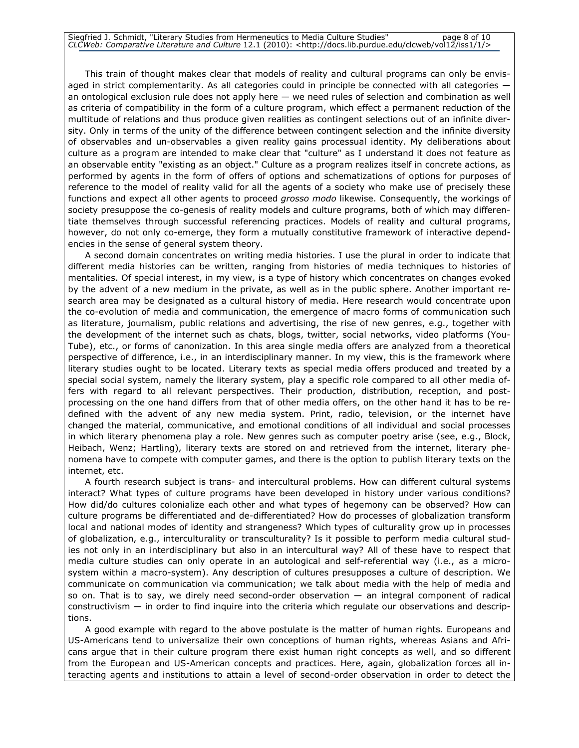This train of thought makes clear that models of reality and cultural programs can only be envisaged in strict complementarity. As all categories could in principle be connected with all categories — an ontological exclusion rule does not apply here — we need rules of selection and combination as well as criteria of compatibility in the form of a culture program, which effect a permanent reduction of the multitude of relations and thus produce given realities as contingent selections out of an infinite diversity. Only in terms of the unity of the difference between contingent selection and the infinite diversity of observables and un-observables a given reality gains processual identity. My deliberations about culture as a program are intended to make clear that "culture" as I understand it does not feature as an observable entity "existing as an object." Culture as a program realizes itself in concrete actions, as performed by agents in the form of offers of options and schematizations of options for purposes of reference to the model of reality valid for all the agents of a society who make use of precisely these functions and expect all other agents to proceed *grosso modo* likewise. Consequently, the workings of society presuppose the co-genesis of reality models and culture programs, both of which may differentiate themselves through successful referencing practices. Models of reality and cultural programs, however, do not only co-emerge, they form a mutually constitutive framework of interactive dependencies in the sense of general system theory.

A second domain concentrates on writing media histories. I use the plural in order to indicate that different media histories can be written, ranging from histories of media techniques to histories of mentalities. Of special interest, in my view, is a type of history which concentrates on changes evoked by the advent of a new medium in the private, as well as in the public sphere. Another important research area may be designated as a cultural history of media. Here research would concentrate upon the co-evolution of media and communication, the emergence of macro forms of communication such as literature, journalism, public relations and advertising, the rise of new genres, e.g., together with the development of the internet such as chats, blogs, twitter, social networks, video platforms (YouTube), etc., or forms of canonization. In this area single media offers are analyzed from a theoretical perspective of difference, i.e., in an interdisciplinary manner. In my view, this is the framework where literary studies ought to be located. Literary texts as special media offers produced and treated by a special social system, namely the literary system, play a specific role compared to all other media offers with regard to all relevant perspectives. Their production, distribution, reception, and post-processing on the one hand differs from that of other media offers, on the other hand it has to be redefined with the advent of any new media system. Print, radio, television, or the internet have changed the material, communicative, and emotional conditions of all individual and social processes in which literary phenomena play a role. New genres such as computer poetry arise (see, e.g., Block, Heibach, Wenz; Hartling), literary texts are stored on and retrieved from the internet, literary phenomena have to compete with computer games, and there is the option to publish literary texts on the internet, etc.

A fourth research subject is trans- and intercultural problems. How can different cultural systems interact? What types of culture programs have been developed in history under various conditions? How did/do cultures colonialize each other and what types of hegemony can be observed? How can culture programs be differentiated and de-differentiated? How do processes of globalization transform local and national modes of identity and strangeness? Which types of culturality grow up in processes of globalization, e.g., interculturality or transculturality? Is it possible to perform media cultural studies not only in an interdisciplinary but also in an intercultural way? All of these have to respect that media culture studies can only operate in an autological and self-referential way (i.e., as a micro-system within a macro-system). Any description of cultures presupposes a culture of description. We communicate on communication via communication; we talk about media with the help of media and so on. That is to say, we direly need second-order observation — an integral component of radical constructivism — in order to find inquire into the criteria which regulate our observations and descriptions.

A good example with regard to the above postulate is the matter of human rights. Europeans and US-Americans tend to universalize their own conceptions of human rights, whereas Asians and Africans argue that in their culture program there exist human right concepts as well, and so different from the European and US-American concepts and practices. Here, again, globalization forces all interacting agents and institutions to attain a level of second-order observation in order to detect the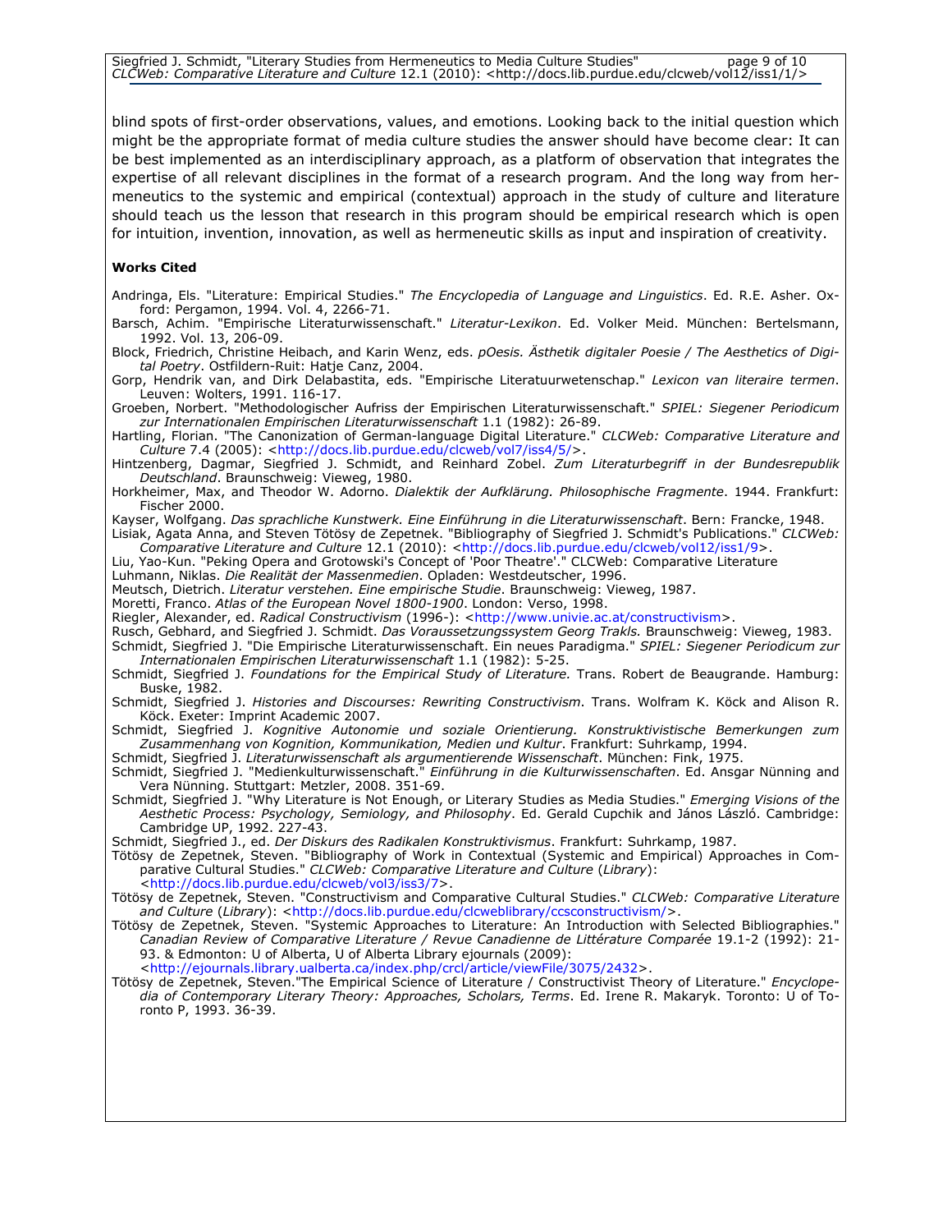blind spots of first-order observations, values, and emotions. Looking back to the initial question which might be the appropriate format of media culture studies the answer should have become clear: It can be best implemented as an interdisciplinary approach, as a platform of observation that integrates the expertise of all relevant disciplines in the format of a research program. And the long way from hermeneutics to the systemic and empirical (contextual) approach in the study of culture and literature should teach us the lesson that research in this program should be empirical research which is open for intuition, invention, innovation, as well as hermeneutic skills as input and inspiration of creativity.

**Works Cited**

Andringa, Els. "Literature: Empirical Studies." *The Encyclopedia of Language and Linguistics*. Ed. R.E. Asher. Oxford: Pergamon, 1994. Vol. 4, 2266-71.

Barsch, Achim. "Empirische Literaturwissenschaft." *Literatur-Lexikon*. Ed. Volker Meid. München: Bertelsmann, 1992. Vol. 13, 206-09.

Block, Friedrich, Christine Heibach, and Karin Wenz, eds. *pOesis. Ästhetik digitaler Poesie / The Aesthetics of Digital Poetry*. Ostfildern-Ruit: Hatje Canz, 2004.

Gorp, Hendrik van, and Dirk Delabastita, eds. "Empirische Literatuurwetenschap." *Lexicon van literaire termen*. Leuven: Wolters, 1991. 116-17.

Groeben, Norbert. "Methodologischer Aufriss der Empirischen Literaturwissenschaft." *SPIEL: Siegener Periodicum zur Internationalen Empirischen Literaturwissenschaft* 1.1 (1982): 26-89.

Hartling, Florian. "The Canonization of German-language Digital Literature." *CLCWeb: Comparative Literature and Culture* 7.4 (2005): <http://docs.lib.purdue.edu/clcweb/vol7/iss4/5/>.

Hintzenberg, Dagmar, Siegfried J. Schmidt, and Reinhard Zobel. *Zum Literaturbegriff in der Bundesrepublik Deutschland*. Braunschweig: Vieweg, 1980.

Horkheimer, Max, and Theodor W. Adorno. *Dialektik der Aufklärung. Philosophische Fragmente*. 1944. Frankfurt: Fischer 2000.

Kayser, Wolfgang. *Das sprachliche Kunstwerk. Eine Einführung in die Literaturwissenschaft*. Bern: Francke, 1948.

Lisiak, Agata Anna, and Steven Tötösy de Zepetnek. "Bibliography of Siegfried J. Schmidt's Publications." *CLCWeb: Comparative Literature and Culture* 12.1 (2010): <http://docs.lib.purdue.edu/clcweb/vol12/iss1/9>.

Liu, Yao-Kun. "Peking Opera and Grotowski's Concept of 'Poor Theatre'." CLCWeb: Comparative Literature

Luhmann, Niklas. *Die Realität der Massenmedien*. Opladen: Westdeutscher, 1996.

Meutsch, Dietrich. *Literatur verstehen. Eine empirische Studie*. Braunschweig: Vieweg, 1987.

Moretti, Franco. *Atlas of the European Novel 1800-1900*. London: Verso, 1998.

Riegler, Alexander, ed. *Radical Constructivism* (1996-): <http://www.univie.ac.at/constructivism>.

Rusch, Gebhard, and Siegfried J. Schmidt. *Das Voraussetzungssystem Georg Trakls.* Braunschweig: Vieweg, 1983.

Schmidt, Siegfried J. "Die Empirische Literaturwissenschaft. Ein neues Paradigma." *SPIEL: Siegener Periodicum zur Internationalen Empirischen Literaturwissenschaft* 1.1 (1982): 5-25.

Schmidt, Siegfried J. *Foundations for the Empirical Study of Literature.* Trans. Robert de Beaugrande. Hamburg: Buske, 1982.

Schmidt, Siegfried J. *Histories and Discourses: Rewriting Constructivism*. Trans. Wolfram K. Köck and Alison R. Köck. Exeter: Imprint Academic 2007.

Schmidt, Siegfried J. *Kognitive Autonomie und soziale Orientierung. Konstruktivistische Bemerkungen zum Zusammenhang von Kognition, Kommunikation, Medien und Kultur*. Frankfurt: Suhrkamp, 1994.

Schmidt, Siegfried J. *Literaturwissenschaft als argumentierende Wissenschaft*. München: Fink, 1975.

Schmidt, Siegfried J. "Medienkulturwissenschaft." *Einführung in die Kulturwissenschaften*. Ed. Ansgar Nünning and Vera Nünning. Stuttgart: Metzler, 2008. 351-69.

Schmidt, Siegfried J. "Why Literature is Not Enough, or Literary Studies as Media Studies." *Emerging Visions of the Aesthetic Process: Psychology, Semiology, and Philosophy*. Ed. Gerald Cupchik and János László. Cambridge: Cambridge UP, 1992. 227-43.

Schmidt, Siegfried J., ed. *Der Diskurs des Radikalen Konstruktivismus*. Frankfurt: Suhrkamp, 1987.

Tötösy de Zepetnek, Steven. "Bibliography of Work in Contextual (Systemic and Empirical) Approaches in Comparative Cultural Studies." *CLCWeb: Comparative Literature and Culture* (*Library*): <http://docs.lib.purdue.edu/clcweb/vol3/iss3/7>.

Tötösy de Zepetnek, Steven. "Constructivism and Comparative Cultural Studies." *CLCWeb: Comparative Literature and Culture* (*Library*): <http://docs.lib.purdue.edu/clcweblibrary/ccsconstructivism/>.

Tötösy de Zepetnek, Steven. "Systemic Approaches to Literature: An Introduction with Selected Bibliographies." *Canadian Review of Comparative Literature / Revue Canadienne de Littérature Comparée* 19.1-2 (1992): 21-93. & Edmonton: U of Alberta, U of Alberta Library ejournals (2009): <http://ejournals.library.ualberta.ca/index.php/crcl/article/viewFile/3075/2432>.

Tötösy de Zepetnek, Steven."The Empirical Science of Literature / Constructivist Theory of Literature." *Encyclopedia of Contemporary Literary Theory: Approaches, Scholars, Terms*. Ed. Irene R. Makaryk. Toronto: U of Toronto P, 1993. 36-39.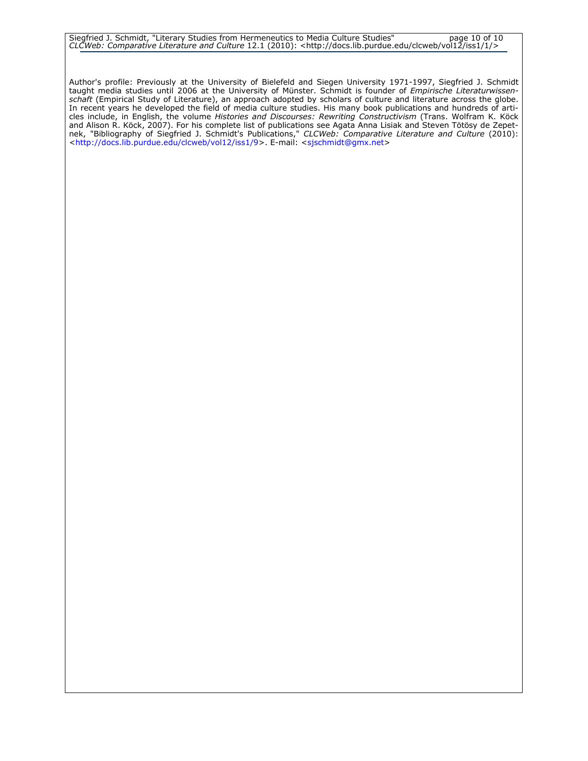Author's profile: Previously at the University of Bielefeld and Siegen University 1971-1997, Siegfried J. Schmidt taught media studies until 2006 at the University of Münster. Schmidt is founder of *Empirische Literaturwissenschaft* (Empirical Study of Literature), an approach adopted by scholars of culture and literature across the globe. In recent years he developed the field of media culture studies. His many book publications and hundreds of articles include, in English, the volume *Histories and Discourses: Rewriting Constructivism* (Trans. Wolfram K. Köck and Alison R. Köck, 2007). For his complete list of publications see Agata Anna Lisiak and Steven Tötösy de Zepetnek, "Bibliography of Siegfried J. Schmidt's Publications," *CLCWeb: Comparative Literature and Culture* (2010): <http://docs.lib.purdue.edu/clcweb/vol12/iss1/9>. E-mail: <sjschmidt@gmx.net>